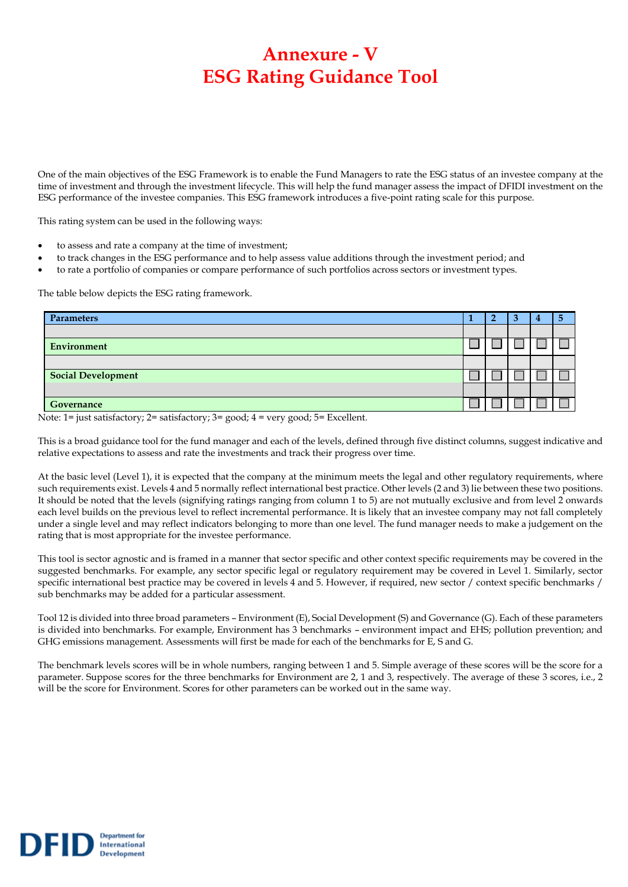# Annexure - V
# ESG Rating Guidance Tool

One of the main objectives of the ESG Framework is to enable the Fund Managers to rate the ESG status of an investee company at the time of investment and through the investment lifecycle. This will help the fund manager assess the impact of DFIDI investment on the ESG performance of the investee companies. This ESG framework introduces a five-point rating scale for this purpose.

This rating system can be used in the following ways:

- to assess and rate a company at the time of investment;
- to track changes in the ESG performance and to help assess value additions through the investment period; and
- to rate a portfolio of companies or compare performance of such portfolios across sectors or investment types.

The table below depicts the ESG rating framework.

| **Parameters** | **1** | **2** | **3** | **4** | **5** |
|---|---|---|---|---|---|
| | | | | | |
| **Environment** | ☐ | ☐ | ☐ | ☐ | ☐ |
| | | | | | |
| **Social Development** | ☐ | ☐ | ☐ | ☐ | ☐ |
| | | | | | |
| **Governance** | ☐ | ☐ | ☐ | ☐ | ☐ |

Note: 1= just satisfactory; 2= satisfactory; 3= good; 4 = very good; 5= Excellent.

This is a broad guidance tool for the fund manager and each of the levels, defined through five distinct columns, suggest indicative and relative expectations to assess and rate the investments and track their progress over time.

At the basic level (Level 1), it is expected that the company at the minimum meets the legal and other regulatory requirements, where such requirements exist. Levels 4 and 5 normally reflect international best practice. Other levels (2 and 3) lie between these two positions. It should be noted that the levels (signifying ratings ranging from column 1 to 5) are not mutually exclusive and from level 2 onwards each level builds on the previous level to reflect incremental performance. It is likely that an investee company may not fall completely under a single level and may reflect indicators belonging to more than one level. The fund manager needs to make a judgement on the rating that is most appropriate for the investee performance.

This tool is sector agnostic and is framed in a manner that sector specific and other context specific requirements may be covered in the suggested benchmarks. For example, any sector specific legal or regulatory requirement may be covered in Level 1. Similarly, sector specific international best practice may be covered in levels 4 and 5. However, if required, new sector / context specific benchmarks / sub benchmarks may be added for a particular assessment.

Tool 12 is divided into three broad parameters – Environment (E), Social Development (S) and Governance (G). Each of these parameters is divided into benchmarks. For example, Environment has 3 benchmarks – environment impact and EHS; pollution prevention; and GHG emissions management. Assessments will first be made for each of the benchmarks for E, S and G.

The benchmark levels scores will be in whole numbers, ranging between 1 and 5. Simple average of these scores will be the score for a parameter. Suppose scores for the three benchmarks for Environment are 2, 1 and 3, respectively. The average of these 3 scores, i.e., 2 will be the score for Environment. Scores for other parameters can be worked out in the same way.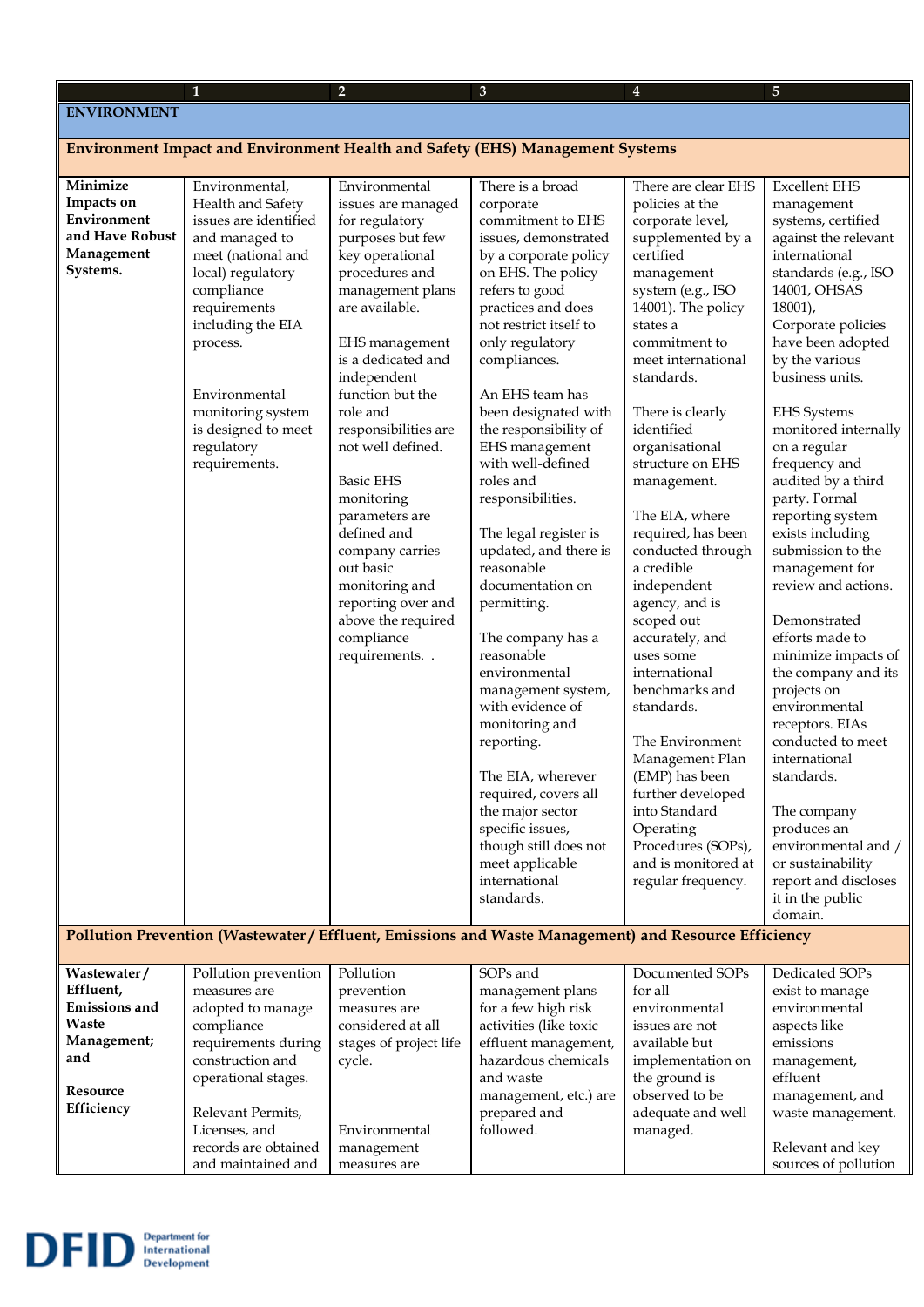| | 1 | 2 | 3 | 4 | 5 |
|---|---|---|---|---|---|
| **ENVIRONMENT** | | | | | |
| **Environment Impact and Environment Health and Safety (EHS) Management Systems** | | | | | |
| **Minimize Impacts on Environment and Have Robust Management Systems.** | Environmental, Health and Safety issues are identified and managed to meet (national and local) regulatory compliance requirements including the EIA process.<br><br>Environmental monitoring system is designed to meet regulatory requirements. | Environmental issues are managed for regulatory purposes but few key operational procedures and management plans are available.<br><br>EHS management is a dedicated and independent function but the role and responsibilities are not well defined.<br><br>Basic EHS monitoring parameters are defined and company carries out basic monitoring and reporting over and above the required compliance requirements. . | There is a broad corporate commitment to EHS issues, demonstrated by a corporate policy on EHS. The policy refers to good practices and does not restrict itself to only regulatory compliances.<br><br>An EHS team has been designated with the responsibility of EHS management with well-defined roles and responsibilities.<br><br>The legal register is updated, and there is reasonable documentation on permitting.<br><br>The company has a reasonable environmental management system, with evidence of monitoring and reporting.<br><br>The EIA, wherever required, covers all the major sector specific issues, though still does not meet applicable international standards. | There are clear EHS policies at the corporate level, supplemented by a certified management system (e.g., ISO 14001). The policy states a commitment to meet international standards.<br><br>There is clearly identified organisational structure on EHS management.<br><br>The EIA, where required, has been conducted through a credible independent agency, and is scoped out accurately, and uses some international benchmarks and standards.<br><br>The Environment Management Plan (EMP) has been further developed into Standard Operating Procedures (SOPs), and is monitored at regular frequency. | Excellent EHS management systems, certified against the relevant international standards (e.g., ISO 14001, OHSAS 18001),<br>Corporate policies have been adopted by the various business units.<br><br>EHS Systems monitored internally on a regular frequency and audited by a third party. Formal reporting system exists including submission to the management for review and actions.<br><br>Demonstrated efforts made to minimize impacts of the company and its projects on environmental receptors. EIAs conducted to meet international standards.<br><br>The company produces an environmental and / or sustainability report and discloses it in the public domain. |
| **Pollution Prevention (Wastewater / Effluent, Emissions and Waste Management) and Resource Efficiency** | | | | | |
| **Wastewater / Effluent, Emissions and Waste Management; and**<br><br>**Resource Efficiency** | Pollution prevention measures are adopted to manage compliance requirements during construction and operational stages.<br><br>Relevant Permits, Licenses, and records are obtained and maintained and | Pollution prevention measures are considered at all stages of project life cycle.<br><br>Environmental management measures are | SOPs and management plans for a few high risk activities (like toxic effluent management, hazardous chemicals and waste management, etc.) are prepared and followed. | Documented SOPs for all environmental issues are not available but implementation on the ground is observed to be adequate and well managed. | Dedicated SOPs exist to manage environmental aspects like emissions management, effluent management, and waste management.<br><br>Relevant and key sources of pollution |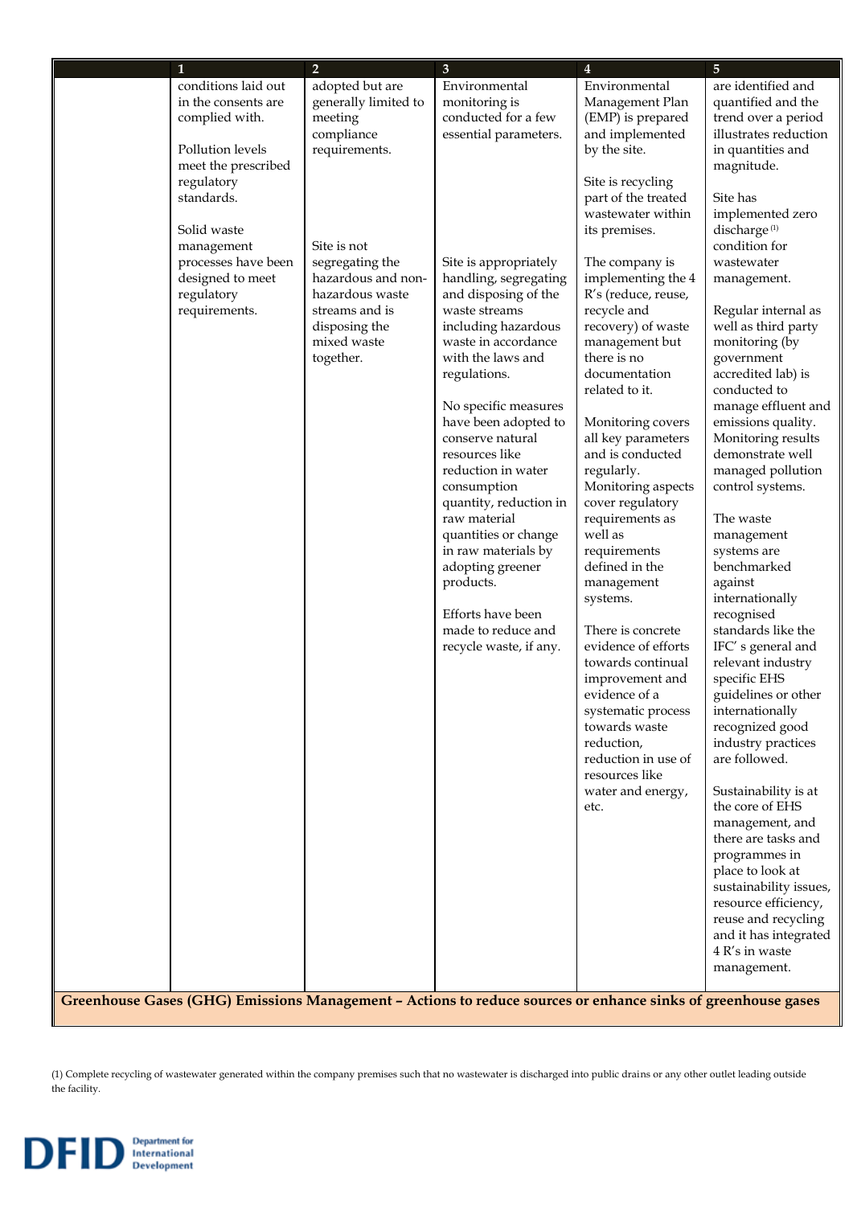| | 1 | 2 | 3 | 4 | 5 |
|---|---|---|---|---|---|
| | conditions laid out in the consents are complied with.<br><br>Pollution levels meet the prescribed regulatory standards.<br><br>Solid waste management processes have been designed to meet regulatory requirements. | adopted but are generally limited to meeting compliance requirements.<br><br>Site is not segregating the hazardous and non-hazardous waste streams and is disposing the mixed waste together. | Environmental monitoring is conducted for a few essential parameters.<br><br>Site is appropriately handling, segregating and disposing of the waste streams including hazardous waste in accordance with the laws and regulations.<br><br>No specific measures have been adopted to conserve natural resources like reduction in water consumption quantity, reduction in raw material quantities or change in raw materials by adopting greener products.<br><br>Efforts have been made to reduce and recycle waste, if any. | Environmental Management Plan (EMP) is prepared and implemented by the site.<br><br>Site is recycling part of the treated wastewater within its premises.<br><br>The company is implementing the 4 R's (reduce, reuse, recycle and recovery) of waste management but there is no documentation related to it.<br><br>Monitoring covers all key parameters and is conducted regularly. Monitoring aspects cover regulatory requirements as well as requirements defined in the management systems.<br><br>There is concrete evidence of efforts towards continual improvement and evidence of a systematic process towards waste reduction, reduction in use of resources like water and energy, etc. | are identified and quantified and the trend over a period illustrates reduction in quantities and magnitude.<br><br>Site has implemented zero discharge [1] condition for wastewater management.<br><br>Regular internal as well as third party monitoring (by government accredited lab) is conducted to manage effluent and emissions quality. Monitoring results demonstrate well managed pollution control systems.<br><br>The waste management systems are benchmarked against internationally recognised standards like the IFC' s general and relevant industry specific EHS guidelines or other internationally recognized good industry practices are followed.<br><br>Sustainability is at the core of EHS management, and there are tasks and programmes in place to look at sustainability issues, resource efficiency, reuse and recycling and it has integrated 4 R's in waste management. |
| **Greenhouse Gases (GHG) Emissions Management – Actions to reduce sources or enhance sinks of greenhouse gases** | | | | | |

(1) Complete recycling of wastewater generated within the company premises such that no wastewater is discharged into public drains or any other outlet leading outside the facility.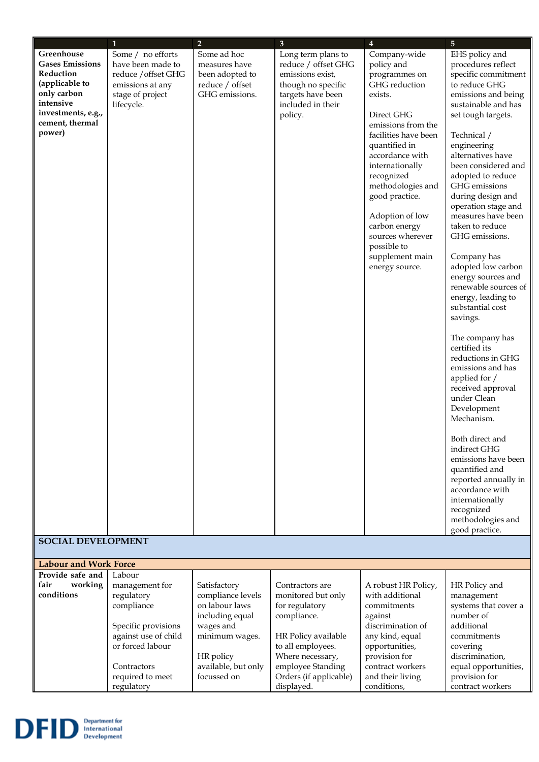| | 1 | 2 | 3 | 4 | 5 |
|---|---|---|---|---|---|
| **Greenhouse Gases Emissions Reduction (applicable to only carbon intensive investments, e.g., cement, thermal power)** | Some / no efforts have been made to reduce /offset GHG emissions at any stage of project lifecycle. | Some ad hoc measures have been adopted to reduce / offset GHG emissions. | Long term plans to reduce / offset GHG emissions exist, though no specific targets have been included in their policy. | Company-wide policy and programmes on GHG reduction exists.<br><br>Direct GHG emissions from the facilities have been quantified in accordance with internationally recognized methodologies and good practice.<br><br>Adoption of low carbon energy sources wherever possible to supplement main energy source. | EHS policy and procedures reflect specific commitment to reduce GHG emissions and being sustainable and has set tough targets.<br><br>Technical / engineering alternatives have been considered and adopted to reduce GHG emissions during design and operation stage and measures have been taken to reduce GHG emissions.<br><br>Company has adopted low carbon energy sources and renewable sources of energy, leading to substantial cost savings.<br><br>The company has certified its reductions in GHG emissions and has applied for / received approval under Clean Development Mechanism.<br><br>Both direct and indirect GHG emissions have been quantified and reported annually in accordance with internationally recognized methodologies and good practice. |
| **SOCIAL DEVELOPMENT** | | | | | |
| **Labour and Work Force** | | | | | |
| **Provide safe and fair working conditions** | Labour management for regulatory compliance<br><br>Specific provisions against use of child or forced labour<br><br>Contractors required to meet regulatory | Satisfactory compliance levels on labour laws including equal wages and minimum wages.<br><br>HR policy available, but only focussed on | Contractors are monitored but only for regulatory compliance.<br><br>HR Policy available to all employees. Where necessary, employee Standing Orders (if applicable) displayed. | A robust HR Policy, with additional commitments against discrimination of any kind, equal opportunities, provision for contract workers and their living conditions, | HR Policy and management systems that cover a number of additional commitments covering discrimination, equal opportunities, provision for contract workers |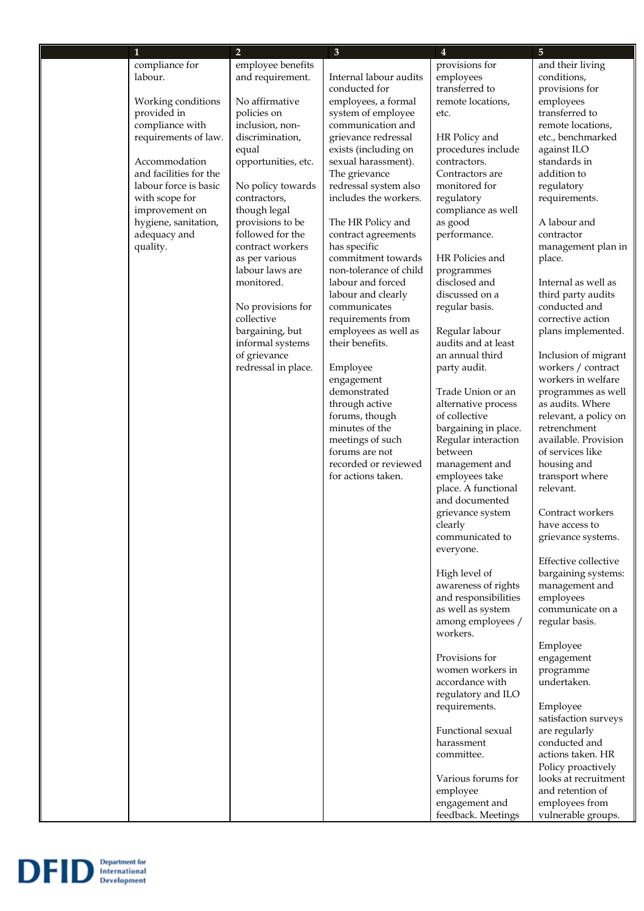| | 1 | 2 | 3 | 4 | 5 |
|---|---|---|---|---|---|
| | compliance for labour.<br><br>Working conditions provided in compliance with requirements of law.<br><br>Accommodation and facilities for the labour force is basic with scope for improvement on hygiene, sanitation, adequacy and quality. | employee benefits and requirement.<br><br>No affirmative policies on inclusion, non-discrimination, equal opportunities, etc.<br><br>No policy towards contractors, though legal provisions to be followed for the contract workers as per various labour laws are monitored.<br><br>No provisions for collective bargaining, but informal systems of grievance redressal in place. | Internal labour audits conducted for employees, a formal system of employee communication and grievance redressal exists (including on sexual harassment). The grievance redressal system also includes the workers.<br><br>The HR Policy and contract agreements has specific commitment towards non-tolerance of child labour and forced labour and clearly communicates requirements from employees as well as their benefits.<br><br>Employee engagement demonstrated through active forums, though minutes of the meetings of such forums are not recorded or reviewed for actions taken. | provisions for employees transferred to remote locations, etc.<br><br>HR Policy and procedures include contractors. Contractors are monitored for regulatory compliance as well as good performance.<br><br>HR Policies and programmes disclosed and discussed on a regular basis.<br><br>Regular labour audits and at least an annual third party audit.<br><br>Trade Union or an alternative process of collective bargaining in place. Regular interaction between management and employees take place. A functional and documented grievance system clearly communicated to everyone.<br><br>High level of awareness of rights and responsibilities as well as system among employees / workers.<br><br>Provisions for women workers in accordance with regulatory and ILO requirements.<br><br>Functional sexual harassment committee.<br><br>Various forums for employee engagement and feedback. Meetings | and their living conditions, provisions for employees transferred to remote locations, etc., benchmarked against ILO standards in addition to regulatory requirements.<br><br>A labour and contractor management plan in place.<br><br>Internal as well as third party audits conducted and corrective action plans implemented.<br><br>Inclusion of migrant workers / contract workers in welfare programmes as well as audits. Where relevant, a policy on retrenchment available. Provision of services like housing and transport where relevant.<br><br>Contract workers have access to grievance systems.<br><br>Effective collective bargaining systems: management and employees communicate on a regular basis.<br><br>Employee engagement programme undertaken.<br><br>Employee satisfaction surveys are regularly conducted and actions taken. HR Policy proactively looks at recruitment and retention of employees from vulnerable groups. |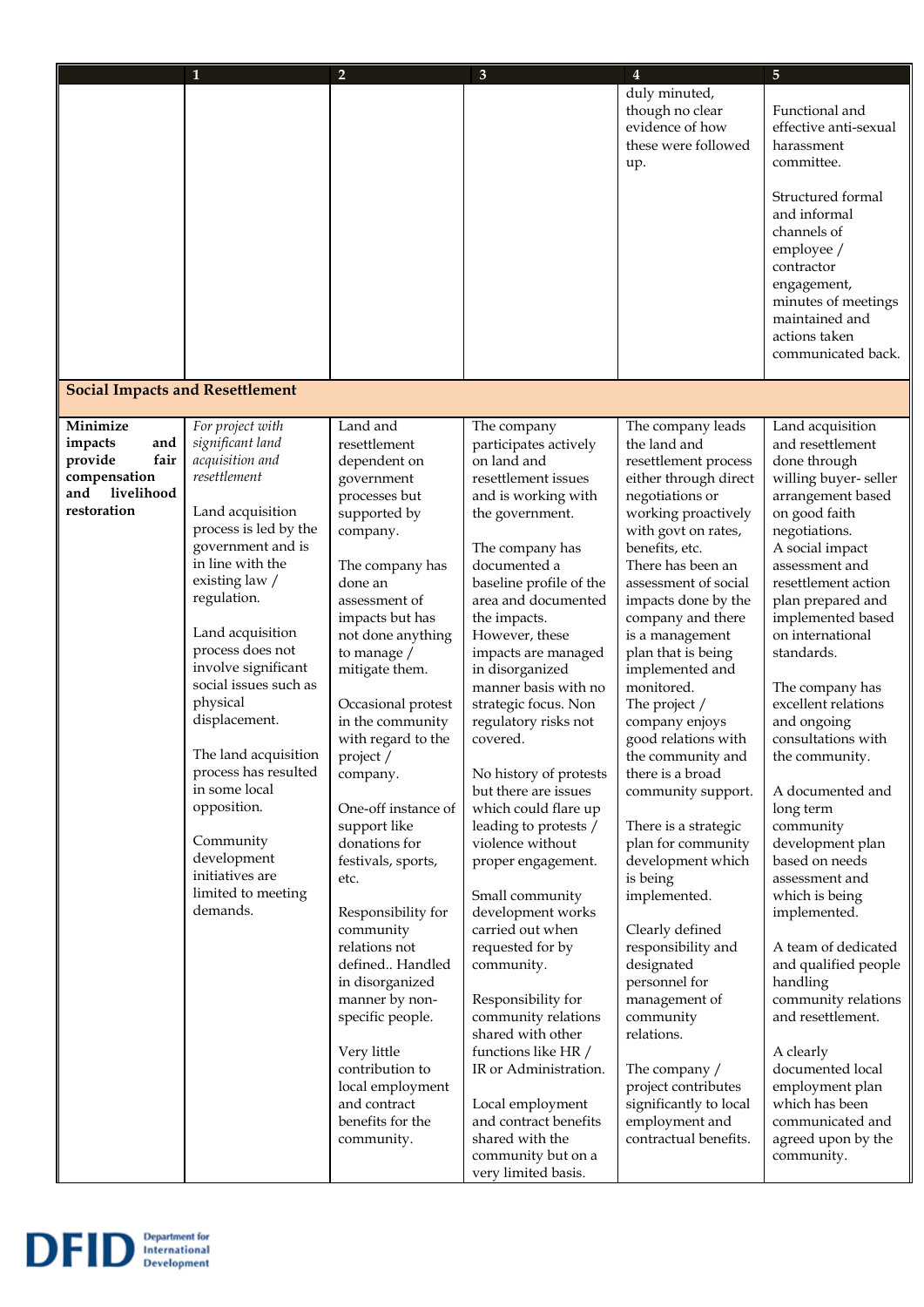| | 1 | 2 | 3 | 4 | 5 |
|---|---|---|---|---|---|
| | | | | duly minuted, though no clear evidence of how these were followed up. | Functional and effective anti-sexual harassment committee.<br><br>Structured formal and informal channels of employee / contractor engagement, minutes of meetings maintained and actions taken communicated back. |
| **Social Impacts and Resettlement** | | | | | |
| **Minimize impacts and provide fair compensation and livelihood restoration** | *For project with significant land acquisition and resettlement*<br><br>Land acquisition process is led by the government and is in line with the existing law / regulation.<br><br>Land acquisition process does not involve significant social issues such as physical displacement.<br><br>The land acquisition process has resulted in some local opposition.<br><br>Community development initiatives are limited to meeting demands. | Land and resettlement dependent on government processes but supported by company.<br><br>The company has done an assessment of impacts but has not done anything to manage / mitigate them.<br><br>Occasional protest in the community with regard to the project / company.<br><br>One-off instance of support like donations for festivals, sports, etc.<br><br>Responsibility for community relations not defined.. Handled in disorganized manner by non-specific people.<br><br>Very little contribution to local employment and contract benefits for the community. | The company participates actively on land and resettlement issues and is working with the government.<br><br>The company has documented a baseline profile of the area and documented the impacts. However, these impacts are managed in disorganized manner with no strategic focus. Non regulatory risks not covered.<br><br>No history of protests but there are issues which could flare up leading to protests / violence without proper engagement.<br><br>Small community development works carried out when requested for by community.<br><br>Responsibility for community relations shared with other functions like HR / IR or Administration.<br><br>Local employment and contract benefits shared with the community but on a very limited basis. | The company leads the land and resettlement process either through direct negotiations or working proactively with govt on rates, benefits, etc.<br>There has been an assessment of social impacts done by the company and there is a management plan that is being implemented and monitored.<br>The project / company enjoys good relations with the community and there is a broad community support.<br><br>There is a strategic plan for community development which is being implemented.<br><br>Clearly defined responsibility and designated personnel for management of community relations.<br><br>The company / project contributes significantly to local employment and contractual benefits. | Land acquisition and resettlement done through willing buyer- seller arrangement based on good faith negotiations.<br>A social impact assessment and resettlement action plan prepared and implemented based on international standards.<br><br>The company has excellent relations and ongoing consultations with the community.<br><br>A documented and long term community development plan based on needs assessment and which is being implemented.<br><br>A team of dedicated and qualified people handling community relations and resettlement.<br><br>A clearly documented local employment plan which has been communicated and agreed upon by the community. |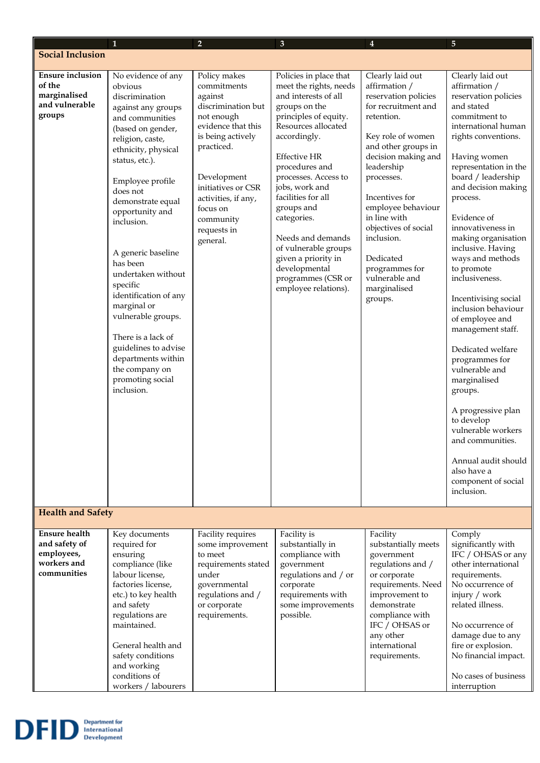| | 1 | 2 | 3 | 4 | 5 |
|---|---|---|---|---|---|
| **Social Inclusion** | | | | | |
| **Ensure inclusion of the marginalised and vulnerable groups** | No evidence of any obvious discrimination against any groups and communities (based on gender, religion, caste, ethnicity, physical status, etc.).<br><br>Employee profile does not demonstrate equal opportunity and inclusion.<br><br>A generic baseline has been undertaken without specific identification of any marginal or vulnerable groups.<br><br>There is a lack of guidelines to advise departments within the company on promoting social inclusion. | Policy makes commitments against discrimination but not enough evidence that this is being actively practiced.<br><br>Development initiatives or CSR activities, if any, focus on community requests in general. | Policies in place that meet the rights, needs and interests of all groups on the principles of equity. Resources allocated accordingly.<br><br>Effective HR procedures and processes. Access to jobs, work and facilities for all groups and categories.<br><br>Needs and demands of vulnerable groups given a priority in developmental programmes (CSR or employee relations). | Clearly laid out affirmation / reservation policies for recruitment and retention.<br><br>Key role of women and other groups in decision making and leadership processes.<br><br>Incentives for employee behaviour in line with objectives of social inclusion.<br><br>Dedicated programmes for vulnerable and marginalised groups. | Clearly laid out affirmation / reservation policies and stated commitment to international human rights conventions.<br><br>Having women representation in the board / leadership and decision making process.<br><br>Evidence of innovativeness in making organisation inclusive. Having ways and methods to promote inclusiveness.<br><br>Incentivising social inclusion behaviour of employee and management staff.<br><br>Dedicated welfare programmes for vulnerable and marginalised groups.<br><br>A progressive plan to develop vulnerable workers and communities.<br><br>Annual audit should also have a component of social inclusion. |
| **Health and Safety** | | | | | |
| **Ensure health and safety of employees, workers and communities** | Key documents required for ensuring compliance (like labour license, factories license, etc.) to key health and safety regulations are maintained.<br><br>General health and safety conditions and working conditions of workers / labourers | Facility requires some improvement to meet requirements stated under governmental regulations and / or corporate requirements. | Facility is substantially in compliance with government regulations and / or corporate requirements with some improvements possible. | Facility substantially meets government regulations and / or corporate requirements. Need improvement to demonstrate compliance with IFC / OHSAS or any other international requirements. | Comply significantly with IFC / OHSAS or any other international requirements. No occurrence of injury / work related illness.<br><br>No occurrence of damage due to any fire or explosion. No financial impact.<br><br>No cases of business interruption |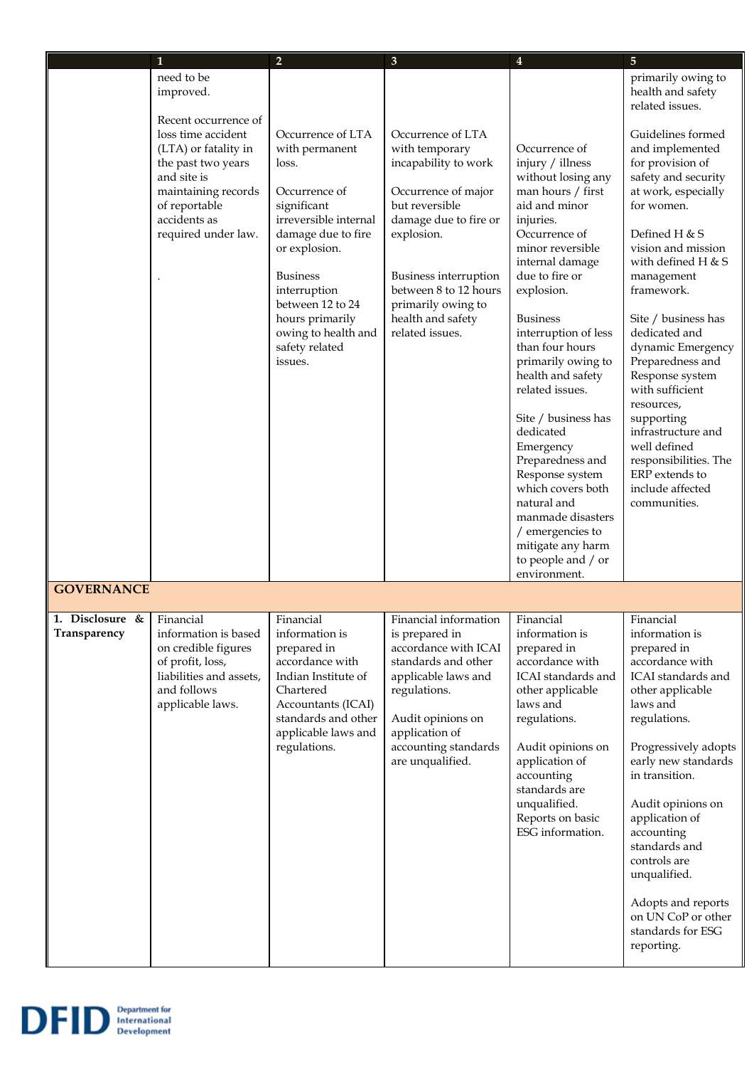| | 1 | 2 | 3 | 4 | 5 |
|---|---|---|---|---|---|
| | need to be improved.<br><br>Recent occurrence of loss time accident (LTA) or fatality in the past two years and site is maintaining records of reportable accidents as required under law.<br><br>. | Occurrence of LTA with permanent loss.<br><br>Occurrence of significant irreversible internal damage due to fire or explosion.<br><br>Business interruption between 12 to 24 hours primarily owing to health and safety related issues. | Occurrence of LTA with temporary incapability to work<br><br>Occurrence of major but reversible damage due to fire or explosion.<br><br>Business interruption between 8 to 12 hours primarily owing to health and safety related issues. | Occurrence of injury / illness without losing any man hours / first aid and minor injuries.<br>Occurrence of minor reversible internal damage due to fire or explosion.<br><br>Business interruption of less than four hours primarily owing to health and safety related issues.<br><br>Site / business has dedicated Emergency Preparedness and Response system which covers both natural and manmade disasters / emergencies to mitigate any harm to people and / or environment. | primarily owing to health and safety related issues.<br><br>Guidelines formed and implemented for provision of safety and security at work, especially for women.<br><br>Defined H & S vision and mission with defined H & S management framework.<br><br>Site / business has dedicated and dynamic Emergency Preparedness and Response system with sufficient resources, supporting infrastructure and well defined responsibilities. The ERP extends to include affected communities. |
| **GOVERNANCE** | | | | | |
| **1. Disclosure & Transparency** | Financial information is based on credible figures of profit, loss, liabilities and assets, and follows applicable laws. | Financial information is prepared in accordance with Indian Institute of Chartered Accountants (ICAI) standards and other applicable laws and regulations. | Financial information is prepared in accordance with ICAI standards and other applicable laws and regulations.<br><br>Audit opinions on application of accounting standards are unqualified. | Financial information is prepared in accordance with ICAI standards and other applicable laws and regulations.<br><br>Audit opinions on application of accounting standards are unqualified. Reports on basic ESG information. | Financial information is prepared in accordance with ICAI standards and other applicable laws and regulations.<br><br>Progressively adopts early new standards in transition.<br><br>Audit opinions on application of accounting standards and controls are unqualified.<br><br>Adopts and reports on UN CoP or other standards for ESG reporting. |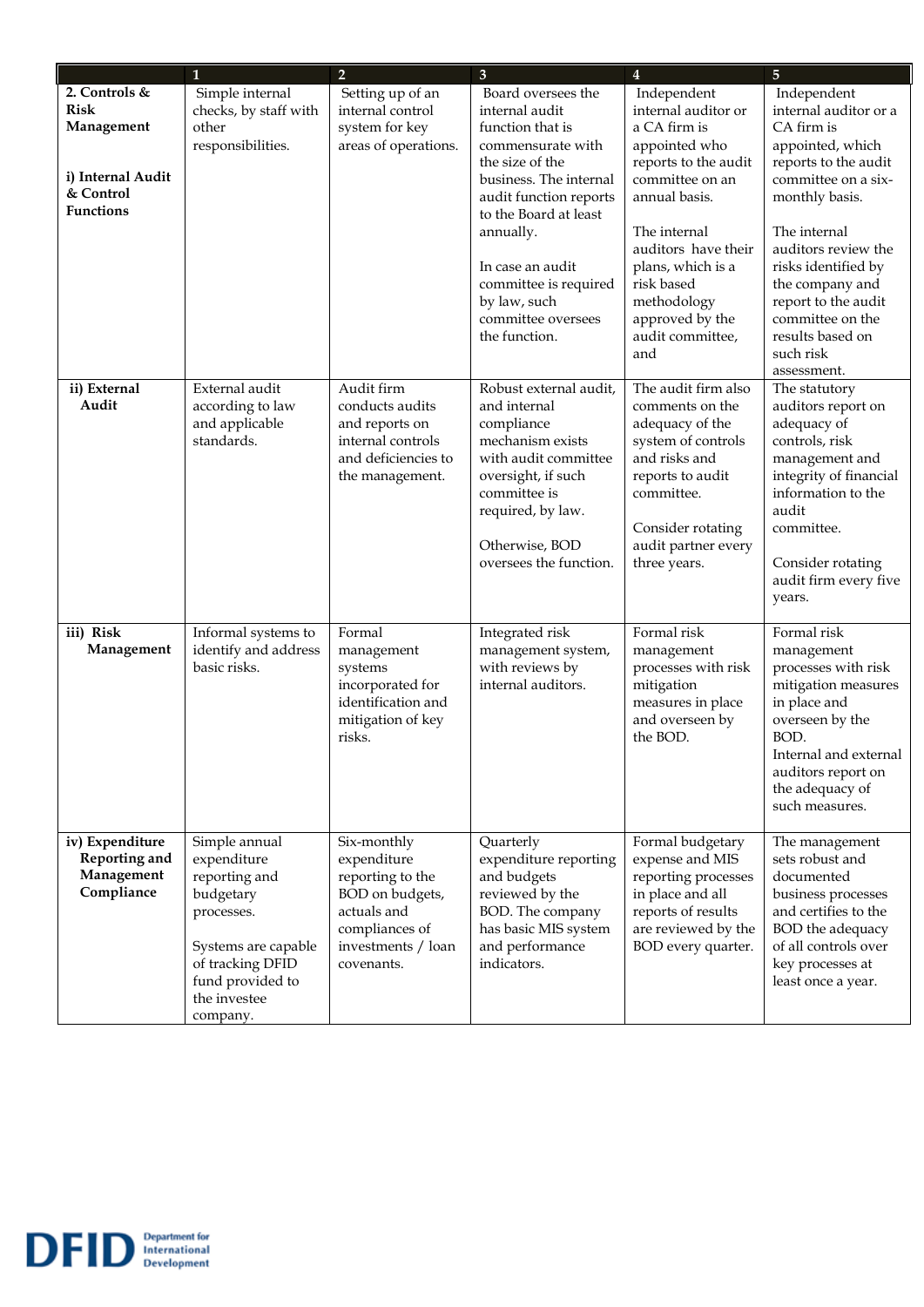| | 1 | 2 | 3 | 4 | 5 |
|---|---|---|---|---|---|
| **2. Controls & Risk Management**<br><br>**i) Internal Audit & Control Functions** | Simple internal checks, by staff with other responsibilities. | Setting up of an internal control system for key areas of operations. | Board oversees the internal audit function that is commensurate with the size of the business. The internal audit function reports to the Board at least annually.<br><br>In case an audit committee is required by law, such committee oversees the function. | Independent internal auditor or a CA firm is appointed who reports to the audit committee on an annual basis.<br><br>The internal auditors have their plans, which is a risk based methodology approved by the audit committee, and | Independent internal auditor or a CA firm is appointed, which reports to the audit committee on a six-monthly basis.<br><br>The internal auditors review the risks identified by the company and report to the audit committee on the results based on such risk assessment. |
| **ii) External Audit** | External audit according to law and applicable standards. | Audit firm conducts audits and reports on internal controls and deficiencies to the management. | Robust external audit, and internal compliance mechanism exists with audit committee oversight, if such committee is required, by law.<br><br>Otherwise, BOD oversees the function. | The audit firm also comments on the adequacy of the system of controls and risks and reports to audit committee.<br><br>Consider rotating audit partner every three years. | The statutory auditors report on adequacy of controls, risk management and integrity of financial information to the audit committee.<br><br>Consider rotating audit firm every five years. |
| **iii) Risk Management** | Informal systems to identify and address basic risks. | Formal management systems incorporated for identification and mitigation of key risks. | Integrated risk management system, with reviews by internal auditors. | Formal risk management processes with risk mitigation measures in place and overseen by the BOD. | Formal risk management processes with risk mitigation measures in place and overseen by the BOD.<br>Internal and external auditors report on the adequacy of such measures. |
| **iv) Expenditure Reporting and Management Compliance** | Simple annual expenditure reporting and budgetary processes.<br><br>Systems are capable of tracking DFID fund provided to the investee company. | Six-monthly expenditure reporting to the BOD on budgets, actuals and compliances of investments / loan covenants. | Quarterly expenditure reporting and budgets reviewed by the BOD. The company has basic MIS system and performance indicators. | Formal budgetary expense and MIS reporting processes in place and all reports of results are reviewed by the BOD every quarter. | The management sets robust and documented business processes and certifies to the BOD the adequacy of all controls over key processes at least once a year. |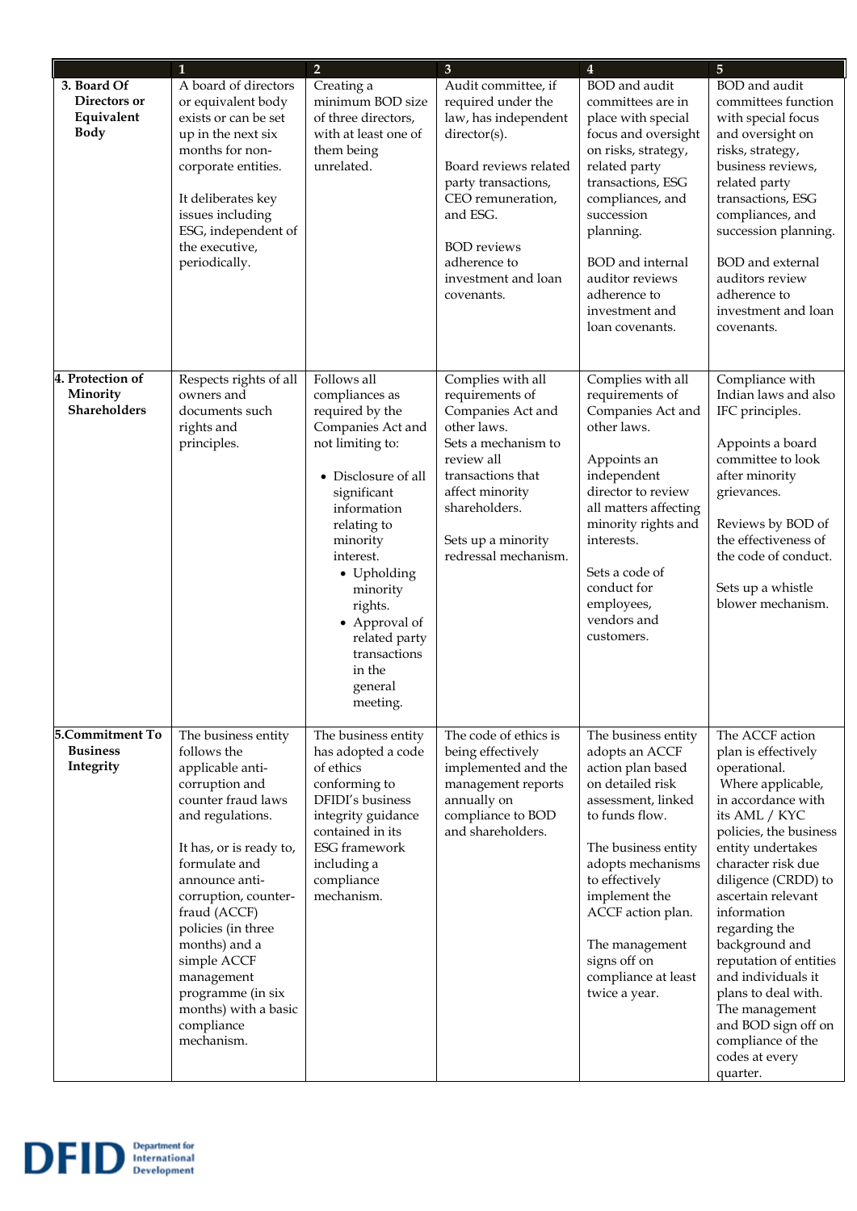| | 1 | 2 | 3 | 4 | 5 |
|---|---|---|---|---|---|
| **3. Board Of Directors or Equivalent Body** | A board of directors or equivalent body exists or can be set up in the next six months for non-corporate entities.<br><br>It deliberates key issues including ESG, independent of the executive, periodically. | Creating a minimum BOD size of three directors, with at least one of them being unrelated. | Audit committee, if required under the law, has independent director(s).<br><br>Board reviews related party transactions, CEO remuneration, and ESG.<br><br>BOD reviews adherence to investment and loan covenants. | BOD and audit committees are in place with special focus and oversight on risks, strategy, related party transactions, ESG compliances, and succession planning.<br><br>BOD and internal auditor reviews adherence to investment and loan covenants. | BOD and audit committees function with special focus and oversight on risks, strategy, business reviews, related party transactions, ESG compliances, and succession planning.<br><br>BOD and external auditors review adherence to investment and loan covenants. |
| **4. Protection of Minority Shareholders** | Respects rights of all owners and documents such rights and principles. | Follows all compliances as required by the Companies Act and not limiting to:<br>• Disclosure of all significant information relating to minority interest.<br>• Upholding minority rights.<br>• Approval of related party transactions in the general meeting. | Complies with all requirements of Companies Act and other laws.<br>Sets a mechanism to review all transactions that affect minority shareholders.<br><br>Sets up a minority redressal mechanism. | Complies with all requirements of Companies Act and other laws.<br><br>Appoints an independent director to review all matters affecting minority rights and interests.<br><br>Sets a code of conduct for employees, vendors and customers. | Compliance with Indian laws and also IFC principles.<br><br>Appoints a board committee to look after minority grievances.<br><br>Reviews by BOD of the effectiveness of the code of conduct.<br><br>Sets up a whistle blower mechanism. |
| **5.Commitment To Business Integrity** | The business entity follows the applicable anti-corruption and counter fraud laws and regulations.<br><br>It has, or is ready to, formulate and announce anti-corruption, counter-fraud (ACCF) policies (in three months) and a simple ACCF management programme (in six months) with a basic compliance mechanism. | The business entity has adopted a code of ethics conforming to DFIDI's business integrity guidance contained in its ESG framework including a compliance mechanism. | The code of ethics is being effectively implemented and the management reports annually on compliance to BOD and shareholders. | The business entity adopts an ACCF action plan based on detailed risk assessment, linked to funds flow.<br><br>The business entity adopts mechanisms to effectively implement the ACCF action plan.<br><br>The management signs off on compliance at least twice a year. | The ACCF action plan is effectively operational.<br>Where applicable, in accordance with its AML / KYC policies, the business entity undertakes character risk due diligence (CRDD) to ascertain relevant information regarding the background and reputation of entities and individuals it plans to deal with.<br>The management and BOD sign off on compliance of the codes at every quarter. |